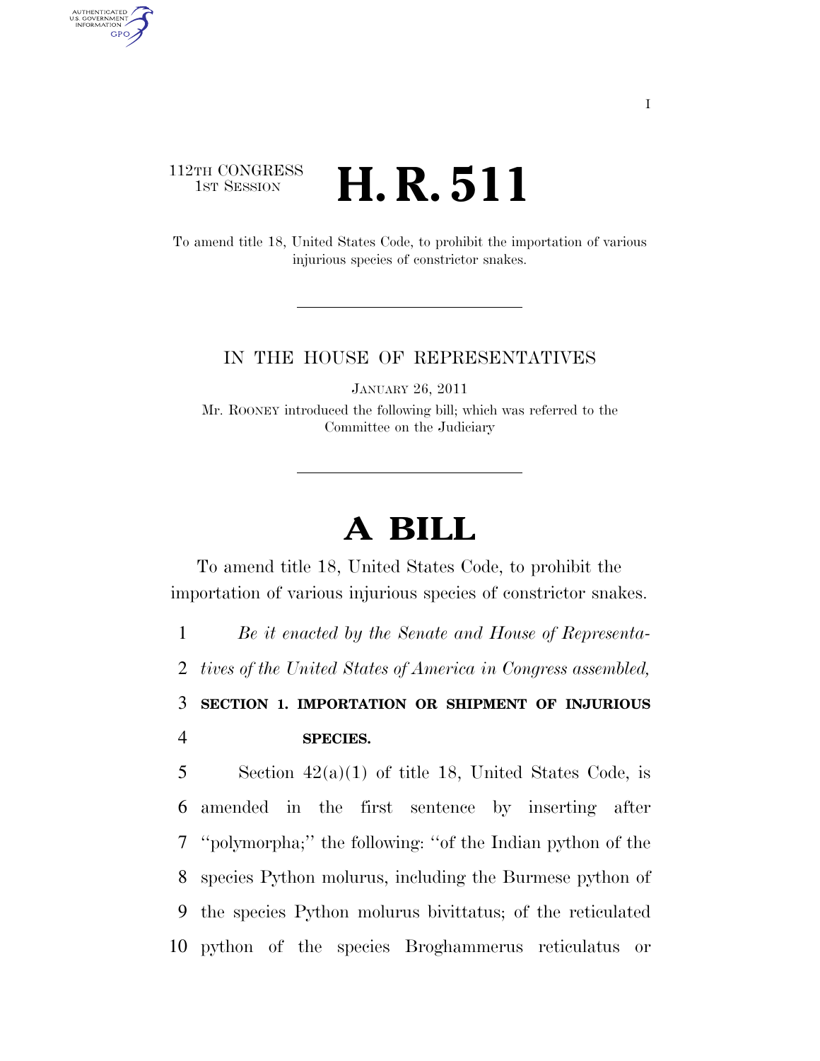112TH CONGRESS
1ST SESSION

# H. R. 511

To amend title 18, United States Code, to prohibit the importation of various injurious species of constrictor snakes.

IN THE HOUSE OF REPRESENTATIVES

JANUARY 26, 2011

Mr. ROONEY introduced the following bill; which was referred to the Committee on the Judiciary

# A BILL

To amend title 18, United States Code, to prohibit the importation of various injurious species of constrictor snakes.

1 *Be it enacted by the Senate and House of Representa-*
2 *tives of the United States of America in Congress assembled,*

3 **SECTION 1. IMPORTATION OR SHIPMENT OF INJURIOUS**
4 **SPECIES.**

5 Section 42(a)(1) of title 18, United States Code, is
6 amended in the first sentence by inserting after
7 "polymorpha;" the following: "of the Indian python of the
8 species Python molurus, including the Burmese python of
9 the species Python molurus bivittatus; of the reticulated
10 python of the species Broghammerus reticulatus or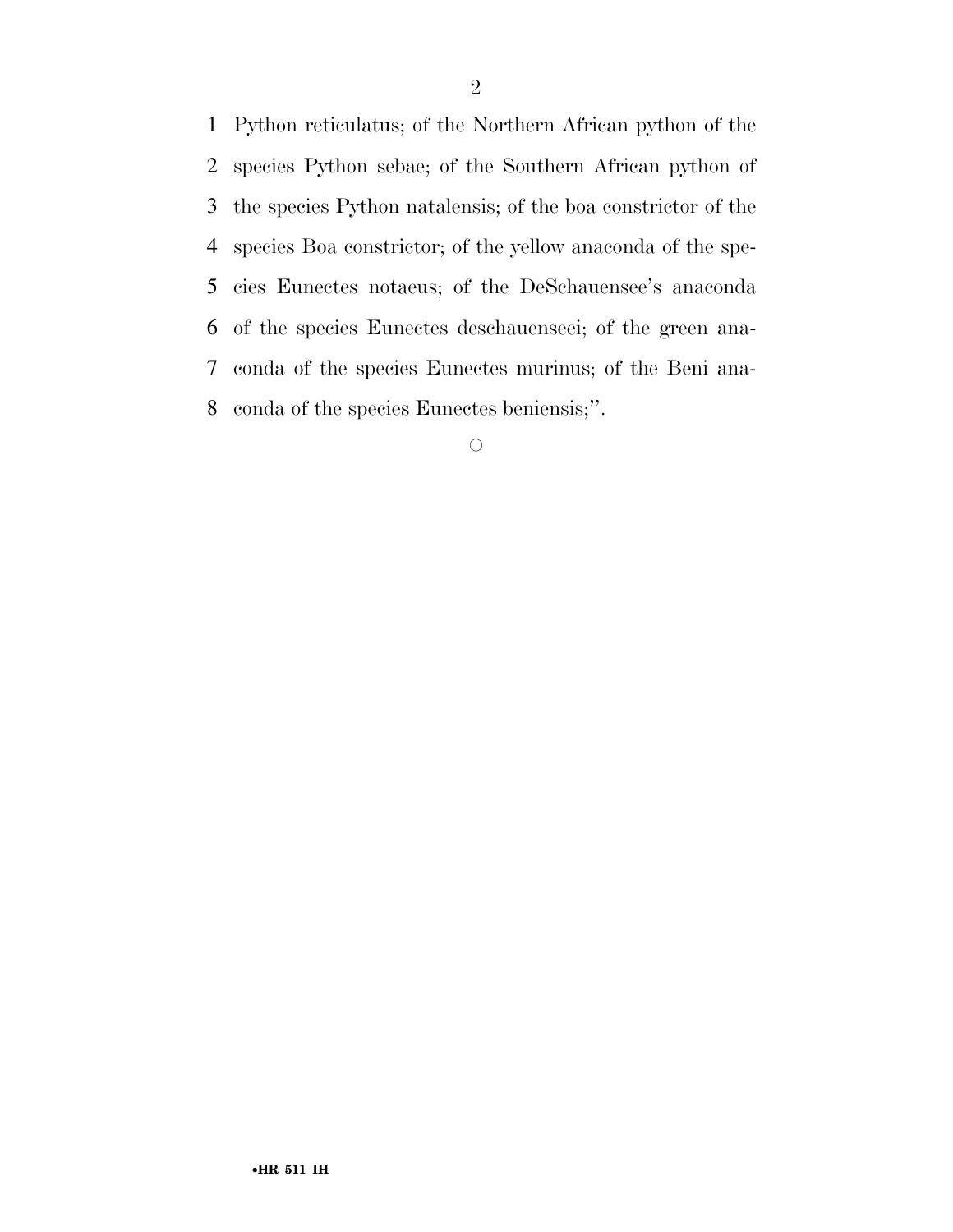Python reticulatus; of the Northern African python of the species Python sebae; of the Southern African python of the species Python natalensis; of the boa constrictor of the species Boa constrictor; of the yellow anaconda of the species Eunectes notaeus; of the DeSchauensee's anaconda of the species Eunectes deschauenseei; of the green anaconda of the species Eunectes murinus; of the Beni anaconda of the species Eunectes beniensis;''.

○